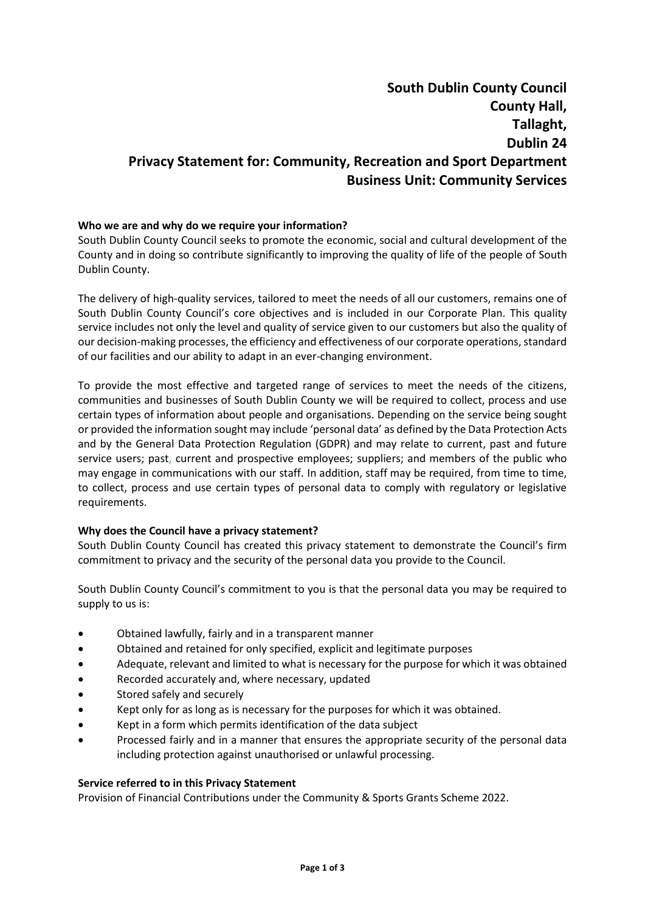# South Dublin County Council
# County Hall,
# Tallaght,
# Dublin 24
# Privacy Statement for: Community, Recreation and Sport Department
# Business Unit: Community Services

**Who we are and why do we require your information?**

South Dublin County Council seeks to promote the economic, social and cultural development of the County and in doing so contribute significantly to improving the quality of life of the people of South Dublin County.

The delivery of high-quality services, tailored to meet the needs of all our customers, remains one of South Dublin County Council's core objectives and is included in our Corporate Plan. This quality service includes not only the level and quality of service given to our customers but also the quality of our decision-making processes, the efficiency and effectiveness of our corporate operations, standard of our facilities and our ability to adapt in an ever-changing environment.

To provide the most effective and targeted range of services to meet the needs of the citizens, communities and businesses of South Dublin County we will be required to collect, process and use certain types of information about people and organisations. Depending on the service being sought or provided the information sought may include 'personal data' as defined by the Data Protection Acts and by the General Data Protection Regulation (GDPR) and may relate to current, past and future service users; past, current and prospective employees; suppliers; and members of the public who may engage in communications with our staff. In addition, staff may be required, from time to time, to collect, process and use certain types of personal data to comply with regulatory or legislative requirements.

**Why does the Council have a privacy statement?**

South Dublin County Council has created this privacy statement to demonstrate the Council's firm commitment to privacy and the security of the personal data you provide to the Council.

South Dublin County Council's commitment to you is that the personal data you may be required to supply to us is:

- Obtained lawfully, fairly and in a transparent manner
- Obtained and retained for only specified, explicit and legitimate purposes
- Adequate, relevant and limited to what is necessary for the purpose for which it was obtained
- Recorded accurately and, where necessary, updated
- Stored safely and securely
- Kept only for as long as is necessary for the purposes for which it was obtained.
- Kept in a form which permits identification of the data subject
- Processed fairly and in a manner that ensures the appropriate security of the personal data including protection against unauthorised or unlawful processing.

**Service referred to in this Privacy Statement**

Provision of Financial Contributions under the Community & Sports Grants Scheme 2022.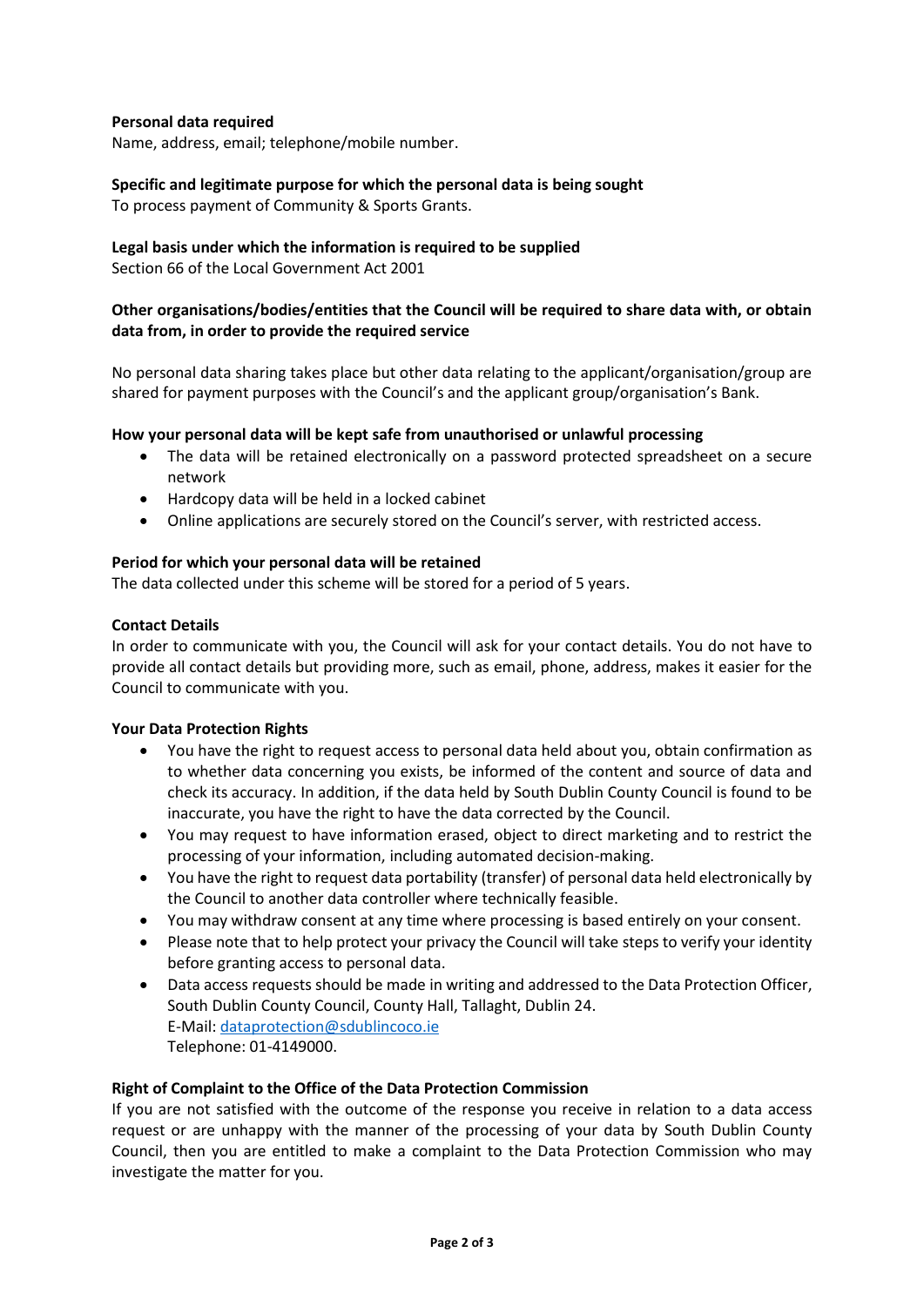**Personal data required**
Name, address, email; telephone/mobile number.

**Specific and legitimate purpose for which the personal data is being sought**
To process payment of Community & Sports Grants.

**Legal basis under which the information is required to be supplied**
Section 66 of the Local Government Act 2001

**Other organisations/bodies/entities that the Council will be required to share data with, or obtain data from, in order to provide the required service**

No personal data sharing takes place but other data relating to the applicant/organisation/group are shared for payment purposes with the Council's and the applicant group/organisation's Bank.

**How your personal data will be kept safe from unauthorised or unlawful processing**

- The data will be retained electronically on a password protected spreadsheet on a secure network
- Hardcopy data will be held in a locked cabinet
- Online applications are securely stored on the Council's server, with restricted access.

**Period for which your personal data will be retained**
The data collected under this scheme will be stored for a period of 5 years.

**Contact Details**
In order to communicate with you, the Council will ask for your contact details. You do not have to provide all contact details but providing more, such as email, phone, address, makes it easier for the Council to communicate with you.

**Your Data Protection Rights**

- You have the right to request access to personal data held about you, obtain confirmation as to whether data concerning you exists, be informed of the content and source of data and check its accuracy. In addition, if the data held by South Dublin County Council is found to be inaccurate, you have the right to have the data corrected by the Council.
- You may request to have information erased, object to direct marketing and to restrict the processing of your information, including automated decision-making.
- You have the right to request data portability (transfer) of personal data held electronically by the Council to another data controller where technically feasible.
- You may withdraw consent at any time where processing is based entirely on your consent.
- Please note that to help protect your privacy the Council will take steps to verify your identity before granting access to personal data.
- Data access requests should be made in writing and addressed to the Data Protection Officer, South Dublin County Council, County Hall, Tallaght, Dublin 24.
  E-Mail: dataprotection@sdublincoco.ie
  Telephone: 01-4149000.

**Right of Complaint to the Office of the Data Protection Commission**
If you are not satisfied with the outcome of the response you receive in relation to a data access request or are unhappy with the manner of the processing of your data by South Dublin County Council, then you are entitled to make a complaint to the Data Protection Commission who may investigate the matter for you.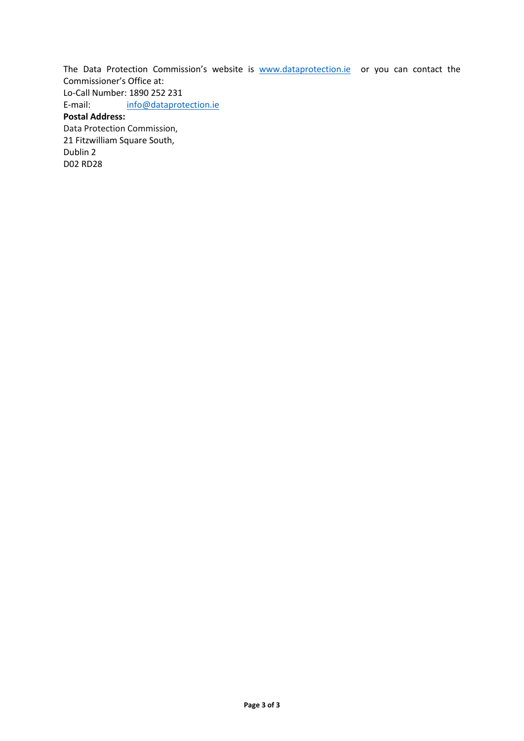The Data Protection Commission's website is [www.dataprotection.ie](http://www.dataprotection.ie) or you can contact the Commissioner's Office at:

Lo-Call Number: 1890 252 231

E-mail: [info@dataprotection.ie](mailto:info@dataprotection.ie)

**Postal Address:**

Data Protection Commission,
21 Fitzwilliam Square South,
Dublin 2
D02 RD28